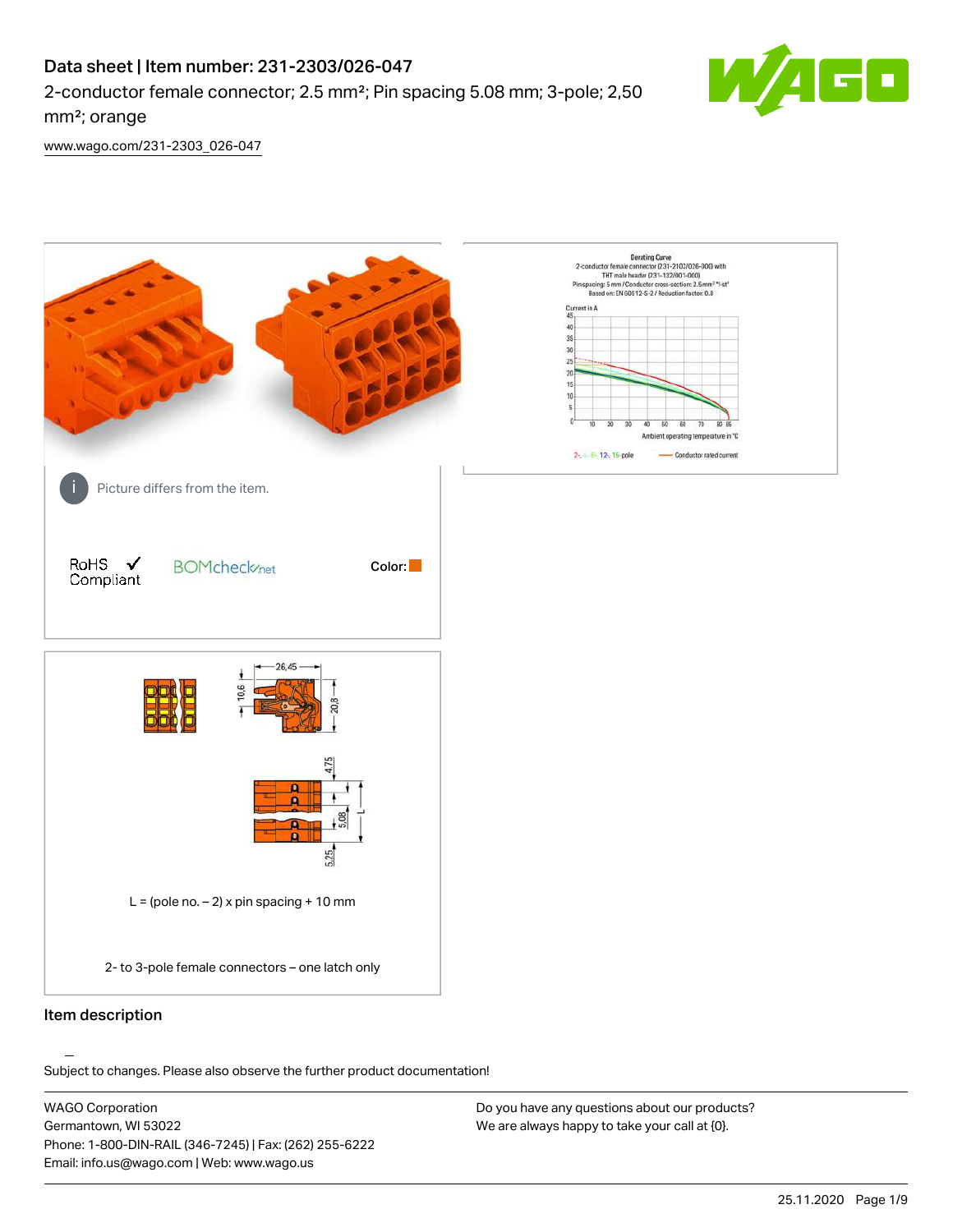# Data sheet | Item number: 231-2303/026-047

2-conductor female connector; 2.5 mm²; Pin spacing 5.08 mm; 3-pole; 2,50 mm²; orange

www.wago.com/231-2303_026-047

Picture differs from the item.

RoHS Compliant

BOMcheck.net

Color:

L = (pole no. – 2) x pin spacing + 10 mm

2- to 3-pole female connectors – one latch only

## Item description

Subject to changes. Please also observe the further product documentation!

WAGO Corporation
Germantown, WI 53022
Phone: 1-800-DIN-RAIL (346-7245) | Fax: (262) 255-6222
Email: info.us@wago.com | Web: www.wago.us

Do you have any questions about our products?
We are always happy to take your call at {0}.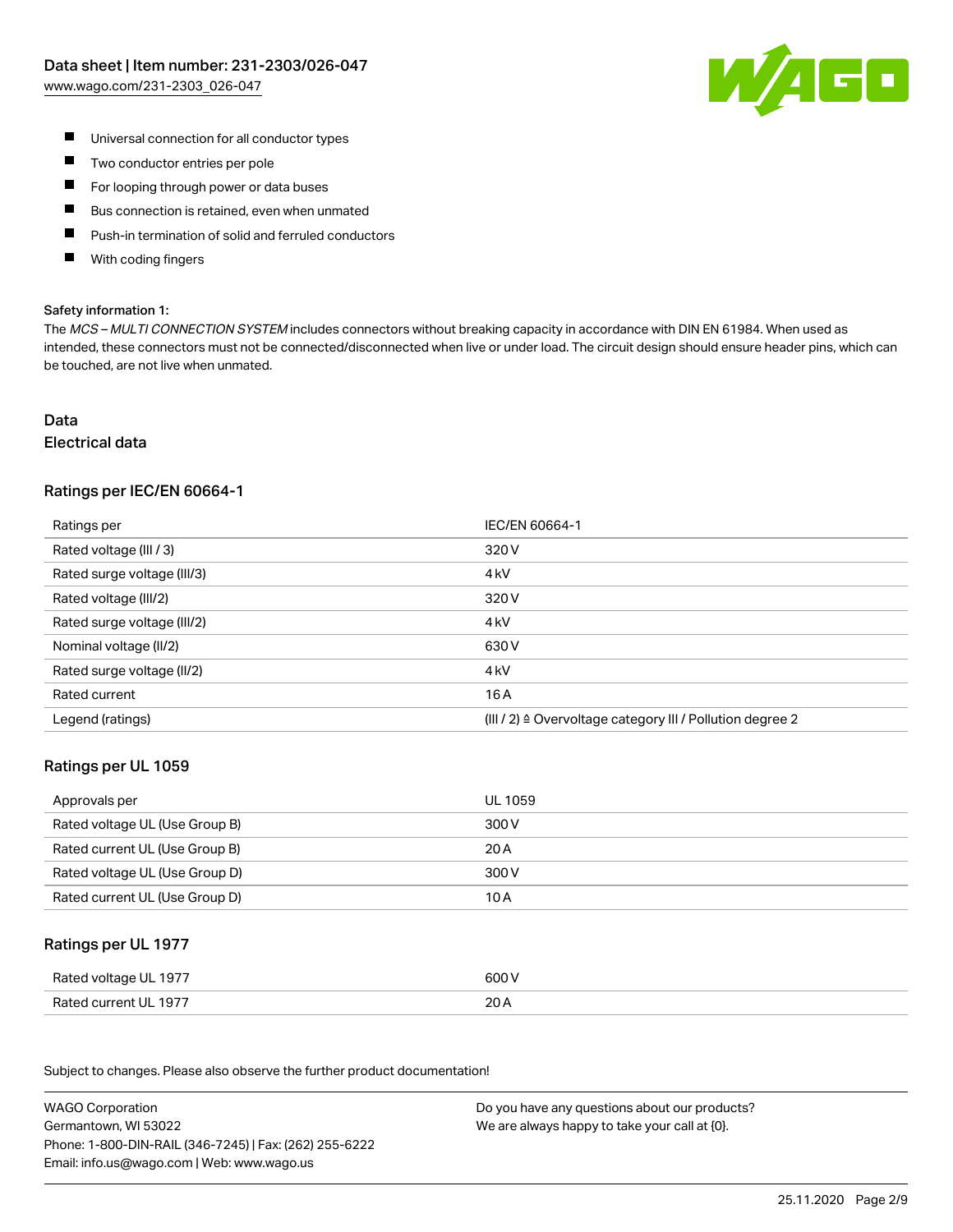- Universal connection for all conductor types
- Two conductor entries per pole
- For looping through power or data buses
- Bus connection is retained, even when unmated
- Push-in termination of solid and ferruled conductors
- With coding fingers

Safety information 1:

The *MCS – MULTI CONNECTION SYSTEM* includes connectors without breaking capacity in accordance with DIN EN 61984. When used as intended, these connectors must not be connected/disconnected when live or under load. The circuit design should ensure header pins, which can be touched, are not live when unmated.

# Data

## Electrical data

### Ratings per IEC/EN 60664-1

| Ratings per | IEC/EN 60664-1 |
| --- | --- |
| Rated voltage (III / 3) | 320 V |
| Rated surge voltage (III/3) | 4 kV |
| Rated voltage (III/2) | 320 V |
| Rated surge voltage (III/2) | 4 kV |
| Nominal voltage (II/2) | 630 V |
| Rated surge voltage (II/2) | 4 kV |
| Rated current | 16 A |
| Legend (ratings) | (III / 2) ≙ Overvoltage category III / Pollution degree 2 |

### Ratings per UL 1059

| Approvals per | UL 1059 |
| --- | --- |
| Rated voltage UL (Use Group B) | 300 V |
| Rated current UL (Use Group B) | 20 A |
| Rated voltage UL (Use Group D) | 300 V |
| Rated current UL (Use Group D) | 10 A |

### Ratings per UL 1977

| Rated voltage UL 1977 | 600 V |
| --- | --- |
| Rated current UL 1977 | 20 A |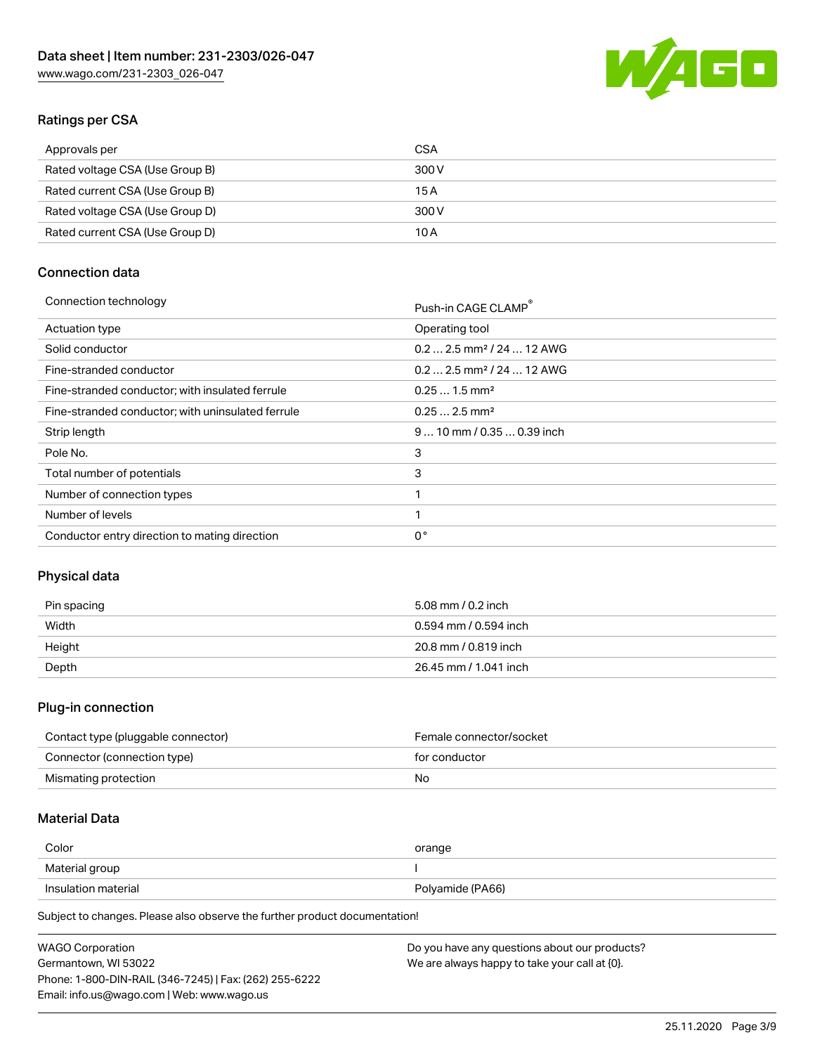## Ratings per CSA

| Approvals per | CSA |
| --- | --- |
| Rated voltage CSA (Use Group B) | 300 V |
| Rated current CSA (Use Group B) | 15 A |
| Rated voltage CSA (Use Group D) | 300 V |
| Rated current CSA (Use Group D) | 10 A |

## Connection data

| Connection technology | Push-in CAGE CLAMP® |
| --- | --- |
| Actuation type | Operating tool |
| Solid conductor | 0.2 … 2.5 mm² / 24 … 12 AWG |
| Fine-stranded conductor | 0.2 … 2.5 mm² / 24 … 12 AWG |
| Fine-stranded conductor; with insulated ferrule | 0.25 … 1.5 mm² |
| Fine-stranded conductor; with uninsulated ferrule | 0.25 … 2.5 mm² |
| Strip length | 9 … 10 mm / 0.35 … 0.39 inch |
| Pole No. | 3 |
| Total number of potentials | 3 |
| Number of connection types | 1 |
| Number of levels | 1 |
| Conductor entry direction to mating direction | 0 ° |

## Physical data

| Pin spacing | 5.08 mm / 0.2 inch |
| --- | --- |
| Width | 0.594 mm / 0.594 inch |
| Height | 20.8 mm / 0.819 inch |
| Depth | 26.45 mm / 1.041 inch |

## Plug-in connection

| Contact type (pluggable connector) | Female connector/socket |
| --- | --- |
| Connector (connection type) | for conductor |
| Mismating protection | No |

## Material Data

| Color | orange |
| --- | --- |
| Material group | I |
| Insulation material | Polyamide (PA66) |

Subject to changes. Please also observe the further product documentation!

WAGO Corporation
Germantown, WI 53022
Phone: 1-800-DIN-RAIL (346-7245) | Fax: (262) 255-6222
Email: info.us@wago.com | Web: www.wago.us

Do you have any questions about our products?
We are always happy to take your call at {0}.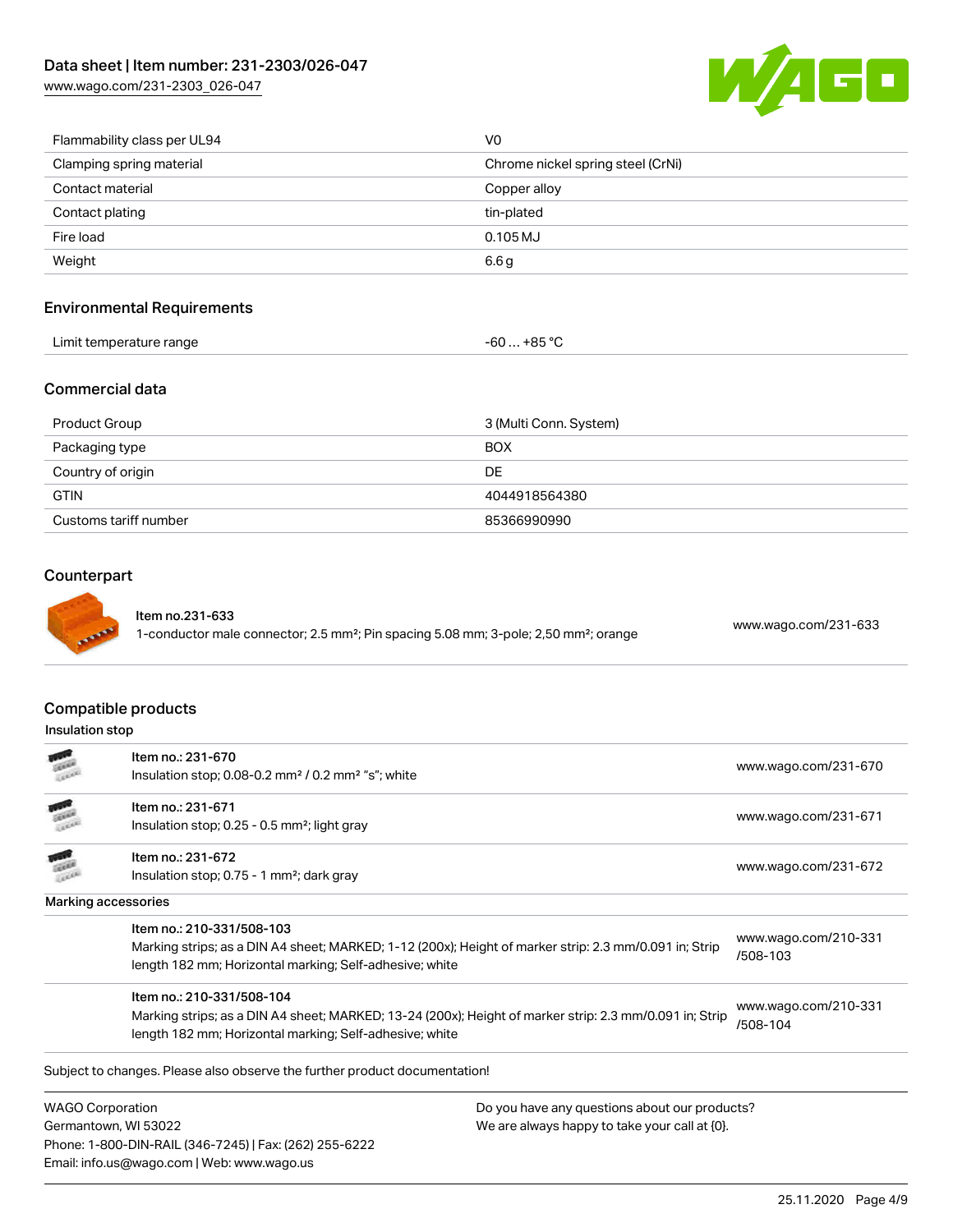| | |
|---|---|
| Flammability class per UL94 | V0 |
| Clamping spring material | Chrome nickel spring steel (CrNi) |
| Contact material | Copper alloy |
| Contact plating | tin-plated |
| Fire load | 0.105 MJ |
| Weight | 6.6 g |

## Environmental Requirements

| | |
|---|---|
| Limit temperature range | -60 … +85 °C |

## Commercial data

| | |
|---|---|
| Product Group | 3 (Multi Conn. System) |
| Packaging type | BOX |
| Country of origin | DE |
| GTIN | 4044918564380 |
| Customs tariff number | 85366990990 |

## Counterpart

| | |
|---|---|
| Item no.231-633<br>1-conductor male connector; 2.5 mm²; Pin spacing 5.08 mm; 3-pole; 2,50 mm²; orange | www.wago.com/231-633 |

## Compatible products

### Insulation stop

| | |
|---|---|
| Item no.: 231-670<br>Insulation stop; 0.08-0.2 mm² / 0.2 mm² "s"; white | www.wago.com/231-670 |
| Item no.: 231-671<br>Insulation stop; 0.25 - 0.5 mm²; light gray | www.wago.com/231-671 |
| Item no.: 231-672<br>Insulation stop; 0.75 - 1 mm²; dark gray | www.wago.com/231-672 |

### Marking accessories

| | |
|---|---|
| Item no.: 210-331/508-103<br>Marking strips; as a DIN A4 sheet; MARKED; 1-12 (200x); Height of marker strip: 2.3 mm/0.091 in; Strip length 182 mm; Horizontal marking; Self-adhesive; white | www.wago.com/210-331/508-103 |
| Item no.: 210-331/508-104<br>Marking strips; as a DIN A4 sheet; MARKED; 13-24 (200x); Height of marker strip: 2.3 mm/0.091 in; Strip length 182 mm; Horizontal marking; Self-adhesive; white | www.wago.com/210-331/508-104 |

Subject to changes. Please also observe the further product documentation!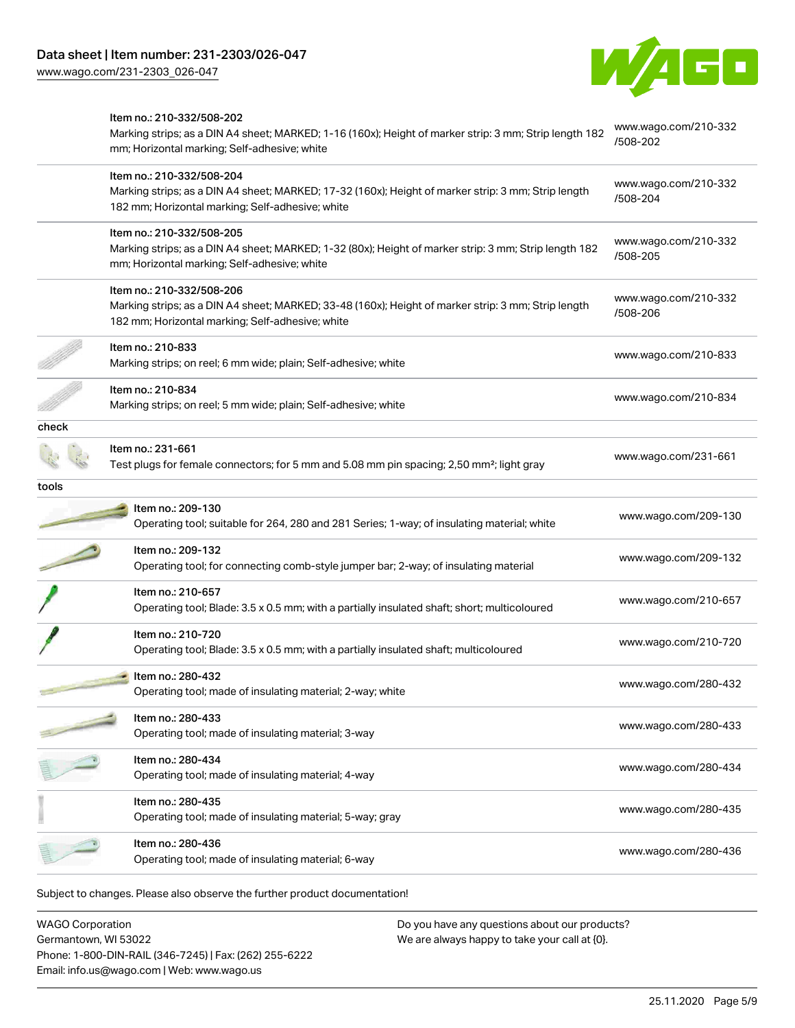| | | |
|---|---|---|
| | Item no.: 210-332/508-202<br>Marking strips; as a DIN A4 sheet; MARKED; 1-16 (160x); Height of marker strip: 3 mm; Strip length 182 mm; Horizontal marking; Self-adhesive; white | www.wago.com/210-332/508-202 |
| | Item no.: 210-332/508-204<br>Marking strips; as a DIN A4 sheet; MARKED; 17-32 (160x); Height of marker strip: 3 mm; Strip length 182 mm; Horizontal marking; Self-adhesive; white | www.wago.com/210-332/508-204 |
| | Item no.: 210-332/508-205<br>Marking strips; as a DIN A4 sheet; MARKED; 1-32 (80x); Height of marker strip: 3 mm; Strip length 182 mm; Horizontal marking; Self-adhesive; white | www.wago.com/210-332/508-205 |
| | Item no.: 210-332/508-206<br>Marking strips; as a DIN A4 sheet; MARKED; 33-48 (160x); Height of marker strip: 3 mm; Strip length 182 mm; Horizontal marking; Self-adhesive; white | www.wago.com/210-332/508-206 |
| | Item no.: 210-833<br>Marking strips; on reel; 6 mm wide; plain; Self-adhesive; white | www.wago.com/210-833 |
| | Item no.: 210-834<br>Marking strips; on reel; 5 mm wide; plain; Self-adhesive; white | www.wago.com/210-834 |
| check | | |
| | Item no.: 231-661<br>Test plugs for female connectors; for 5 mm and 5.08 mm pin spacing; 2,50 mm²; light gray | www.wago.com/231-661 |
| tools | | |
| | Item no.: 209-130<br>Operating tool; suitable for 264, 280 and 281 Series; 1-way; of insulating material; white | www.wago.com/209-130 |
| | Item no.: 209-132<br>Operating tool; for connecting comb-style jumper bar; 2-way; of insulating material | www.wago.com/209-132 |
| | Item no.: 210-657<br>Operating tool; Blade: 3.5 x 0.5 mm; with a partially insulated shaft; short; multicoloured | www.wago.com/210-657 |
| | Item no.: 210-720<br>Operating tool; Blade: 3.5 x 0.5 mm; with a partially insulated shaft; multicoloured | www.wago.com/210-720 |
| | Item no.: 280-432<br>Operating tool; made of insulating material; 2-way; white | www.wago.com/280-432 |
| | Item no.: 280-433<br>Operating tool; made of insulating material; 3-way | www.wago.com/280-433 |
| | Item no.: 280-434<br>Operating tool; made of insulating material; 4-way | www.wago.com/280-434 |
| | Item no.: 280-435<br>Operating tool; made of insulating material; 5-way; gray | www.wago.com/280-435 |
| | Item no.: 280-436<br>Operating tool; made of insulating material; 6-way | www.wago.com/280-436 |

Subject to changes. Please also observe the further product documentation!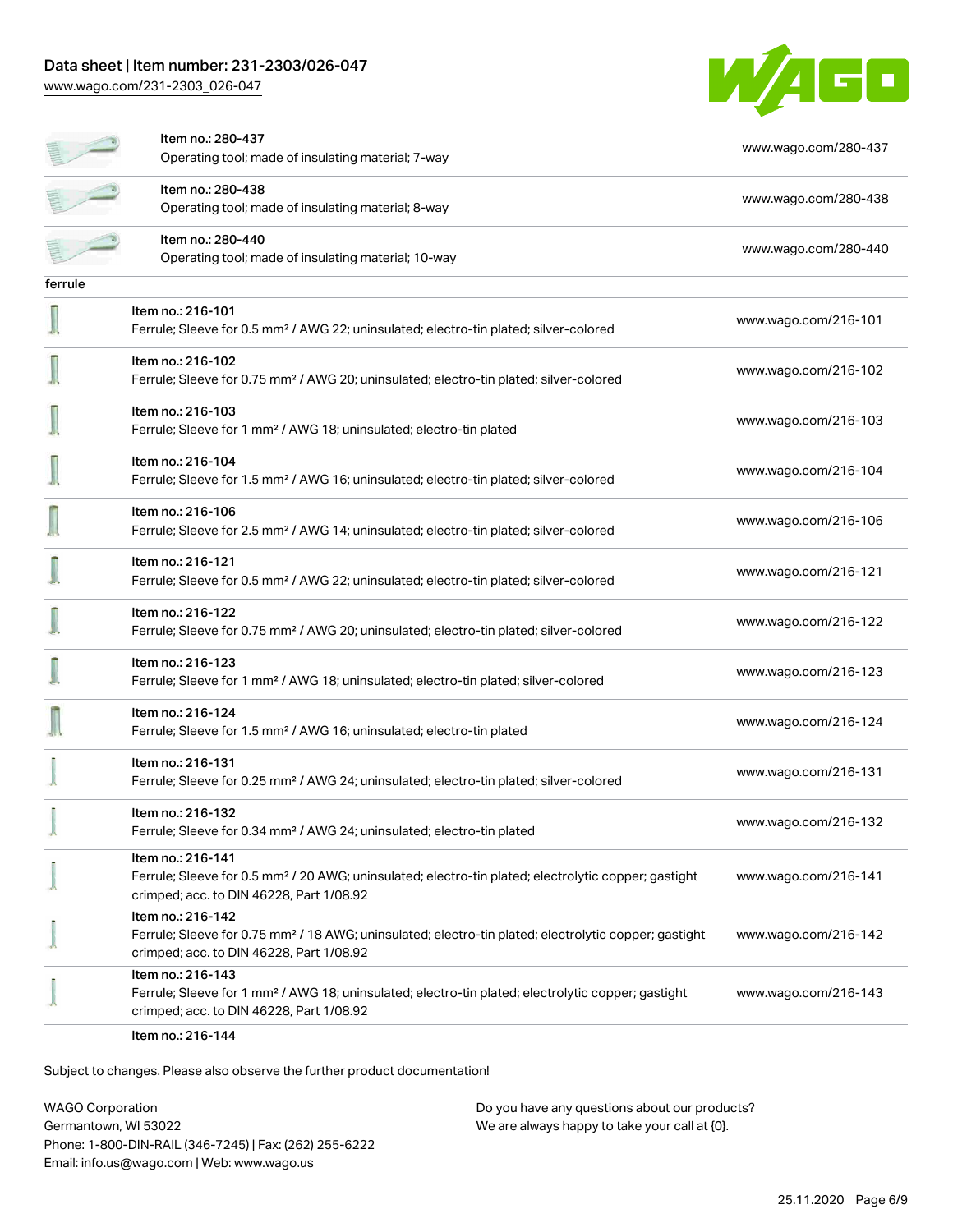| | | |
|---|---|---|
| | Item no.: 280-437<br>Operating tool; made of insulating material; 7-way | www.wago.com/280-437 |
| | Item no.: 280-438<br>Operating tool; made of insulating material; 8-way | www.wago.com/280-438 |
| | Item no.: 280-440<br>Operating tool; made of insulating material; 10-way | www.wago.com/280-440 |

ferrule

| | | |
|---|---|---|
| | Item no.: 216-101<br>Ferrule; Sleeve for 0.5 mm² / AWG 22; uninsulated; electro-tin plated; silver-colored | www.wago.com/216-101 |
| | Item no.: 216-102<br>Ferrule; Sleeve for 0.75 mm² / AWG 20; uninsulated; electro-tin plated; silver-colored | www.wago.com/216-102 |
| | Item no.: 216-103<br>Ferrule; Sleeve for 1 mm² / AWG 18; uninsulated; electro-tin plated | www.wago.com/216-103 |
| | Item no.: 216-104<br>Ferrule; Sleeve for 1.5 mm² / AWG 16; uninsulated; electro-tin plated; silver-colored | www.wago.com/216-104 |
| | Item no.: 216-106<br>Ferrule; Sleeve for 2.5 mm² / AWG 14; uninsulated; electro-tin plated; silver-colored | www.wago.com/216-106 |
| | Item no.: 216-121<br>Ferrule; Sleeve for 0.5 mm² / AWG 22; uninsulated; electro-tin plated; silver-colored | www.wago.com/216-121 |
| | Item no.: 216-122<br>Ferrule; Sleeve for 0.75 mm² / AWG 20; uninsulated; electro-tin plated; silver-colored | www.wago.com/216-122 |
| | Item no.: 216-123<br>Ferrule; Sleeve for 1 mm² / AWG 18; uninsulated; electro-tin plated; silver-colored | www.wago.com/216-123 |
| | Item no.: 216-124<br>Ferrule; Sleeve for 1.5 mm² / AWG 16; uninsulated; electro-tin plated | www.wago.com/216-124 |
| | Item no.: 216-131<br>Ferrule; Sleeve for 0.25 mm² / AWG 24; uninsulated; electro-tin plated; silver-colored | www.wago.com/216-131 |
| | Item no.: 216-132<br>Ferrule; Sleeve for 0.34 mm² / AWG 24; uninsulated; electro-tin plated | www.wago.com/216-132 |
| | Item no.: 216-141<br>Ferrule; Sleeve for 0.5 mm² / 20 AWG; uninsulated; electro-tin plated; electrolytic copper; gastight crimped; acc. to DIN 46228, Part 1/08.92 | www.wago.com/216-141 |
| | Item no.: 216-142<br>Ferrule; Sleeve for 0.75 mm² / 18 AWG; uninsulated; electro-tin plated; electrolytic copper; gastight crimped; acc. to DIN 46228, Part 1/08.92 | www.wago.com/216-142 |
| | Item no.: 216-143<br>Ferrule; Sleeve for 1 mm² / AWG 18; uninsulated; electro-tin plated; electrolytic copper; gastight crimped; acc. to DIN 46228, Part 1/08.92 | www.wago.com/216-143 |
| | Item no.: 216-144 | |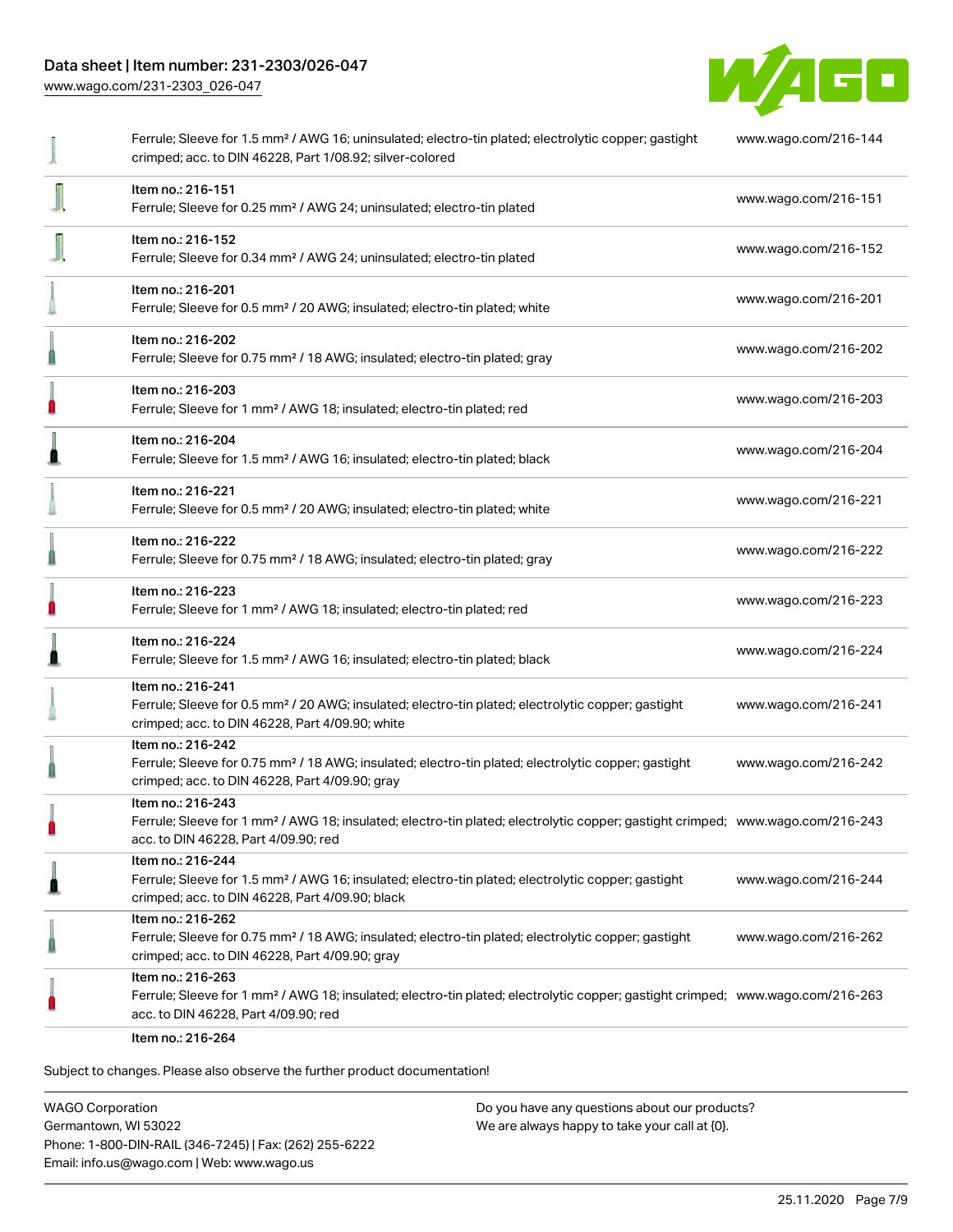| | | |
|---|---|---|
| | Ferrule; Sleeve for 1.5 mm² / AWG 16; uninsulated; electro-tin plated; electrolytic copper; gastight crimped; acc. to DIN 46228, Part 1/08.92; silver-colored | www.wago.com/216-144 |
| | Item no.: 216-151<br>Ferrule; Sleeve for 0.25 mm² / AWG 24; uninsulated; electro-tin plated | www.wago.com/216-151 |
| | Item no.: 216-152<br>Ferrule; Sleeve for 0.34 mm² / AWG 24; uninsulated; electro-tin plated | www.wago.com/216-152 |
| | Item no.: 216-201<br>Ferrule; Sleeve for 0.5 mm² / 20 AWG; insulated; electro-tin plated; white | www.wago.com/216-201 |
| | Item no.: 216-202<br>Ferrule; Sleeve for 0.75 mm² / 18 AWG; insulated; electro-tin plated; gray | www.wago.com/216-202 |
| | Item no.: 216-203<br>Ferrule; Sleeve for 1 mm² / AWG 18; insulated; electro-tin plated; red | www.wago.com/216-203 |
| | Item no.: 216-204<br>Ferrule; Sleeve for 1.5 mm² / AWG 16; insulated; electro-tin plated; black | www.wago.com/216-204 |
| | Item no.: 216-221<br>Ferrule; Sleeve for 0.5 mm² / 20 AWG; insulated; electro-tin plated; white | www.wago.com/216-221 |
| | Item no.: 216-222<br>Ferrule; Sleeve for 0.75 mm² / 18 AWG; insulated; electro-tin plated; gray | www.wago.com/216-222 |
| | Item no.: 216-223<br>Ferrule; Sleeve for 1 mm² / AWG 18; insulated; electro-tin plated; red | www.wago.com/216-223 |
| | Item no.: 216-224<br>Ferrule; Sleeve for 1.5 mm² / AWG 16; insulated; electro-tin plated; black | www.wago.com/216-224 |
| | Item no.: 216-241<br>Ferrule; Sleeve for 0.5 mm² / 20 AWG; insulated; electro-tin plated; electrolytic copper; gastight crimped; acc. to DIN 46228, Part 4/09.90; white | www.wago.com/216-241 |
| | Item no.: 216-242<br>Ferrule; Sleeve for 0.75 mm² / 18 AWG; insulated; electro-tin plated; electrolytic copper; gastight crimped; acc. to DIN 46228, Part 4/09.90; gray | www.wago.com/216-242 |
| | Item no.: 216-243<br>Ferrule; Sleeve for 1 mm² / AWG 18; insulated; electro-tin plated; electrolytic copper; gastight crimped; acc. to DIN 46228, Part 4/09.90; red | www.wago.com/216-243 |
| | Item no.: 216-244<br>Ferrule; Sleeve for 1.5 mm² / AWG 16; insulated; electro-tin plated; electrolytic copper; gastight crimped; acc. to DIN 46228, Part 4/09.90; black | www.wago.com/216-244 |
| | Item no.: 216-262<br>Ferrule; Sleeve for 0.75 mm² / 18 AWG; insulated; electro-tin plated; electrolytic copper; gastight crimped; acc. to DIN 46228, Part 4/09.90; gray | www.wago.com/216-262 |
| | Item no.: 216-263<br>Ferrule; Sleeve for 1 mm² / AWG 18; insulated; electro-tin plated; electrolytic copper; gastight crimped; acc. to DIN 46228, Part 4/09.90; red | www.wago.com/216-263 |
| | Item no.: 216-264 | |

Subject to changes. Please also observe the further product documentation!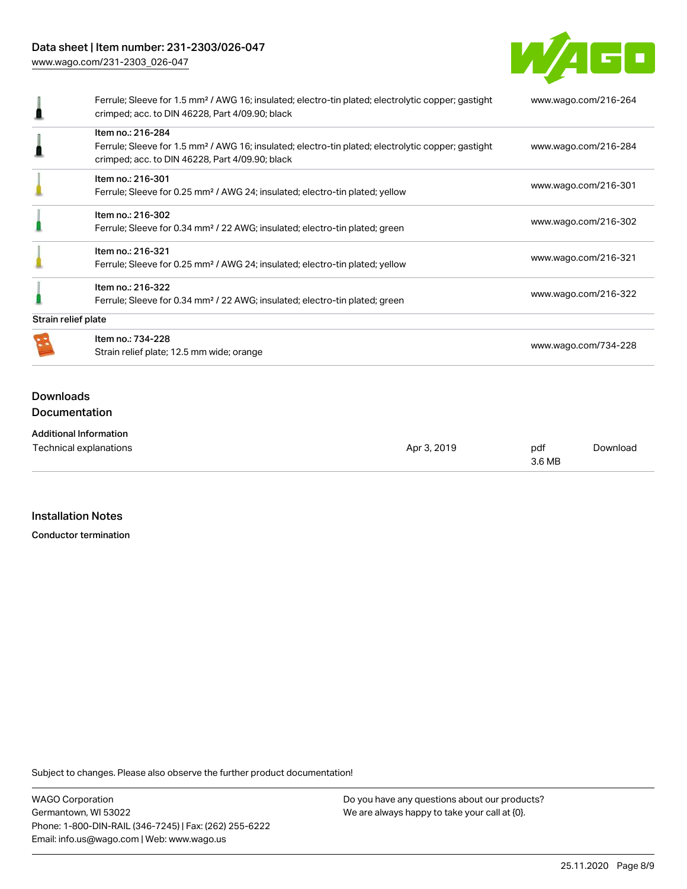| | | |
|---|---|---|
| | Ferrule; Sleeve for 1.5 mm² / AWG 16; insulated; electro-tin plated; electrolytic copper; gastight crimped; acc. to DIN 46228, Part 4/09.90; black | www.wago.com/216-264 |
| | Item no.: 216-284<br>Ferrule; Sleeve for 1.5 mm² / AWG 16; insulated; electro-tin plated; electrolytic copper; gastight crimped; acc. to DIN 46228, Part 4/09.90; black | www.wago.com/216-284 |
| | Item no.: 216-301<br>Ferrule; Sleeve for 0.25 mm² / AWG 24; insulated; electro-tin plated; yellow | www.wago.com/216-301 |
| | Item no.: 216-302<br>Ferrule; Sleeve for 0.34 mm² / 22 AWG; insulated; electro-tin plated; green | www.wago.com/216-302 |
| | Item no.: 216-321<br>Ferrule; Sleeve for 0.25 mm² / AWG 24; insulated; electro-tin plated; yellow | www.wago.com/216-321 |
| | Item no.: 216-322<br>Ferrule; Sleeve for 0.34 mm² / 22 AWG; insulated; electro-tin plated; green | www.wago.com/216-322 |
| **Strain relief plate** | | |
| | Item no.: 734-228<br>Strain relief plate; 12.5 mm wide; orange | www.wago.com/734-228 |

## Downloads

### Documentation

| Additional Information | | | |
|---|---|---|---|
| Technical explanations | Apr 3, 2019 | pdf<br>3.6 MB | Download |

## Installation Notes

**Conductor termination**

Subject to changes. Please also observe the further product documentation!

WAGO Corporation
Germantown, WI 53022
Phone: 1-800-DIN-RAIL (346-7245) | Fax: (262) 255-6222
Email: info.us@wago.com | Web: www.wago.us

Do you have any questions about our products?
We are always happy to take your call at {0}.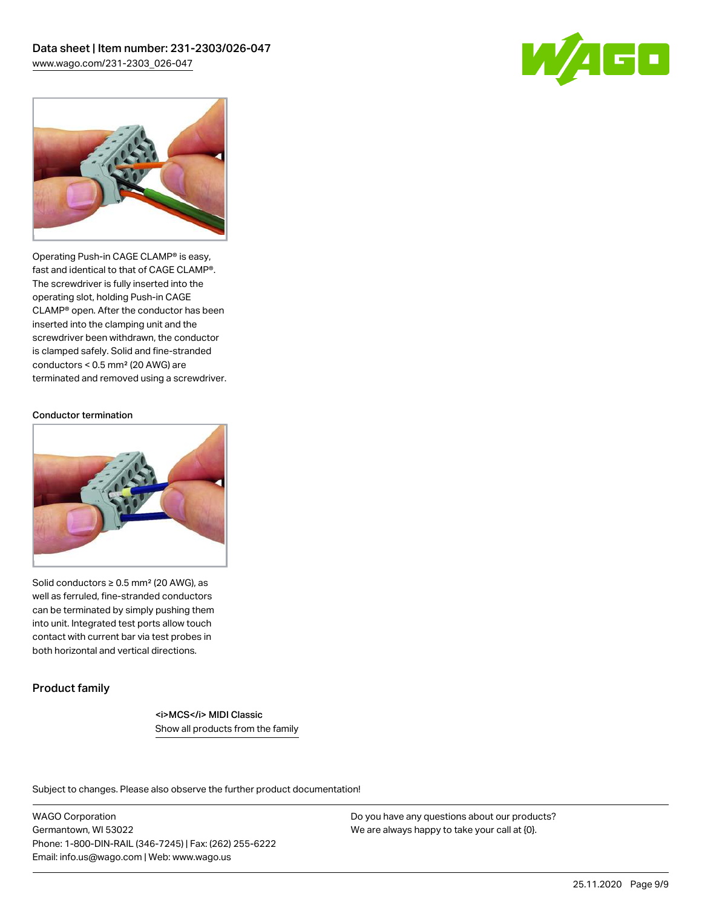Operating Push-in CAGE CLAMP® is easy, fast and identical to that of CAGE CLAMP®. The screwdriver is fully inserted into the operating slot, holding Push-in CAGE CLAMP® open. After the conductor has been inserted into the clamping unit and the screwdriver been withdrawn, the conductor is clamped safely. Solid and fine-stranded conductors < 0.5 mm² (20 AWG) are terminated and removed using a screwdriver.

Conductor termination

Solid conductors ≥ 0.5 mm² (20 AWG), as well as ferruled, fine-stranded conductors can be terminated by simply pushing them into unit. Integrated test ports allow touch contact with current bar via test probes in both horizontal and vertical directions.

## Product family

<i>MCS</i> MIDI Classic

Show all products from the family

Subject to changes. Please also observe the further product documentation!

WAGO Corporation
Germantown, WI 53022
Phone: 1-800-DIN-RAIL (346-7245) | Fax: (262) 255-6222
Email: info.us@wago.com | Web: www.wago.us

Do you have any questions about our products?
We are always happy to take your call at {0}.